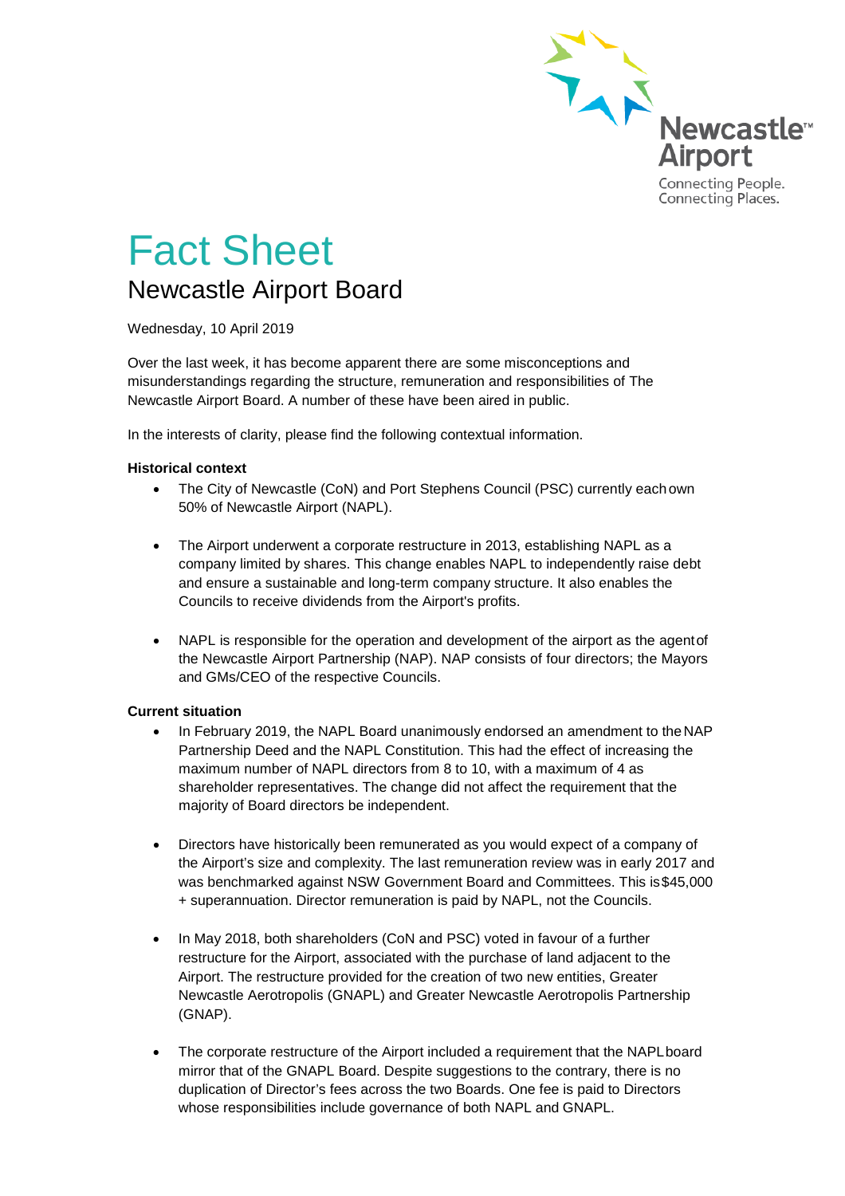# Fact Sheet

## Newcastle Airport Board

Wednesday, 10 April 2019

Over the last week, it has become apparent there are some misconceptions and misunderstandings regarding the structure, remuneration and responsibilities of The Newcastle Airport Board. A number of these have been aired in public.

In the interests of clarity, please find the following contextual information.

**Historical context**

- The City of Newcastle (CoN) and Port Stephens Council (PSC) currently each own 50% of Newcastle Airport (NAPL).

- The Airport underwent a corporate restructure in 2013, establishing NAPL as a company limited by shares. This change enables NAPL to independently raise debt and ensure a sustainable and long-term company structure. It also enables the Councils to receive dividends from the Airport's profits.

- NAPL is responsible for the operation and development of the airport as the agent of the Newcastle Airport Partnership (NAP). NAP consists of four directors; the Mayors and GMs/CEO of the respective Councils.

**Current situation**

- In February 2019, the NAPL Board unanimously endorsed an amendment to the NAP Partnership Deed and the NAPL Constitution. This had the effect of increasing the maximum number of NAPL directors from 8 to 10, with a maximum of 4 as shareholder representatives. The change did not affect the requirement that the majority of Board directors be independent.

- Directors have historically been remunerated as you would expect of a company of the Airport's size and complexity. The last remuneration review was in early 2017 and was benchmarked against NSW Government Board and Committees. This is $45,000 + superannuation. Director remuneration is paid by NAPL, not the Councils.

- In May 2018, both shareholders (CoN and PSC) voted in favour of a further restructure for the Airport, associated with the purchase of land adjacent to the Airport. The restructure provided for the creation of two new entities, Greater Newcastle Aerotropolis (GNAPL) and Greater Newcastle Aerotropolis Partnership (GNAP).

- The corporate restructure of the Airport included a requirement that the NAPL board mirror that of the GNAPL Board. Despite suggestions to the contrary, there is no duplication of Director's fees across the two Boards. One fee is paid to Directors whose responsibilities include governance of both NAPL and GNAPL.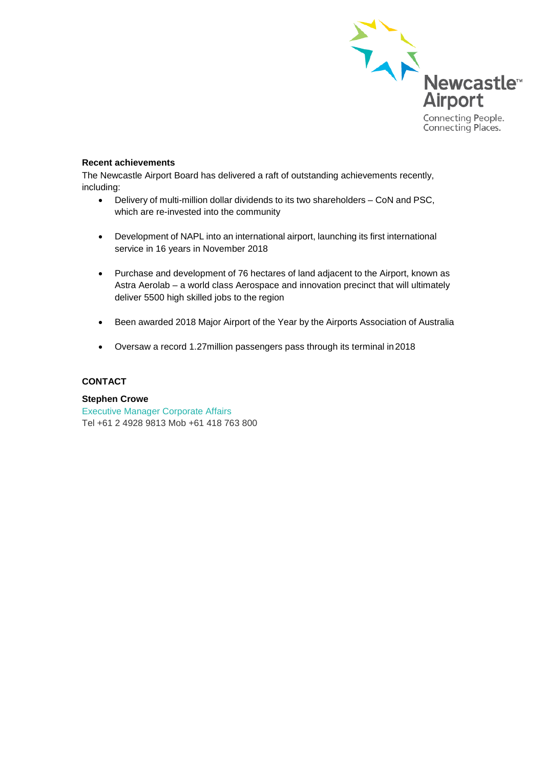**Recent achievements**

The Newcastle Airport Board has delivered a raft of outstanding achievements recently, including:

- Delivery of multi-million dollar dividends to its two shareholders – CoN and PSC, which are re-invested into the community
- Development of NAPL into an international airport, launching its first international service in 16 years in November 2018
- Purchase and development of 76 hectares of land adjacent to the Airport, known as Astra Aerolab – a world class Aerospace and innovation precinct that will ultimately deliver 5500 high skilled jobs to the region
- Been awarded 2018 Major Airport of the Year by the Airports Association of Australia
- Oversaw a record 1.27million passengers pass through its terminal in 2018

**CONTACT**

**Stephen Crowe**
Executive Manager Corporate Affairs
Tel +61 2 4928 9813 Mob +61 418 763 800